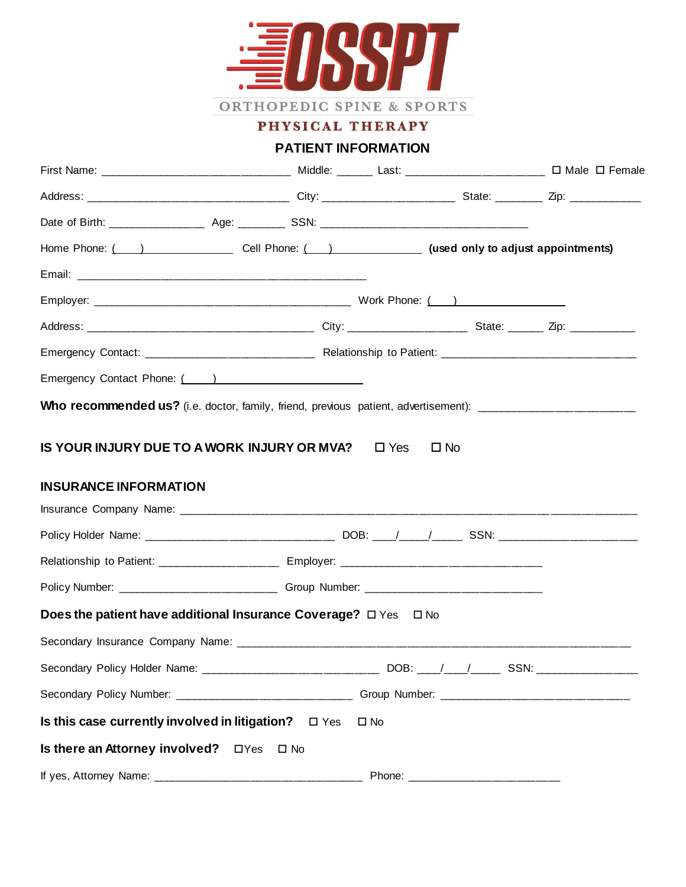# OSSPT

ORTHOPEDIC SPINE & SPORTS

PHYSICAL THERAPY

## PATIENT INFORMATION

First Name: ______________________________ Middle: ______ Last: ______________________ ☐ Male ☐ Female

Address: _________________________________ City: _____________________ State: ________ Zip: ___________

Date of Birth: _______________ Age: ________ SSN: _________________________________

Home Phone: (    ) _______________ Cell Phone: (    ) _______________ **(used only to adjust appointments)**

Email: ______________________________________________

Employer: _________________________________________ Work Phone: (    ) _______________

Address: _____________________________________ City: ___________________ State: ______ Zip: ___________

Emergency Contact: ___________________________ Relationship to Patient: ______________________________

Emergency Contact Phone: (    ) ______________________

**Who recommended us?** (i.e. doctor, family, friend, previous patient, advertisement): ________________________

**IS YOUR INJURY DUE TO A WORK INJURY OR MVA?** ☐ Yes ☐ No

## INSURANCE INFORMATION

Insurance Company Name: __________________________________________________________________________

Policy Holder Name: ______________________________ DOB: ____/_____/_____ SSN: ______________________

Relationship to Patient: ___________________ Employer: ________________________________

Policy Number: _________________________ Group Number: ____________________________

**Does the patient have additional Insurance Coverage?** ☐ Yes ☐ No

Secondary Insurance Company Name: _______________________________________________________________

Secondary Policy Holder Name: ____________________________ DOB: ____/____/_____ SSN: ________________

Secondary Policy Number: ____________________________ Group Number: ______________________________

**Is this case currently involved in litigation?** ☐ Yes ☐ No

**Is there an Attorney involved?** ☐Yes ☐ No

If yes, Attorney Name: _________________________________ Phone: ________________________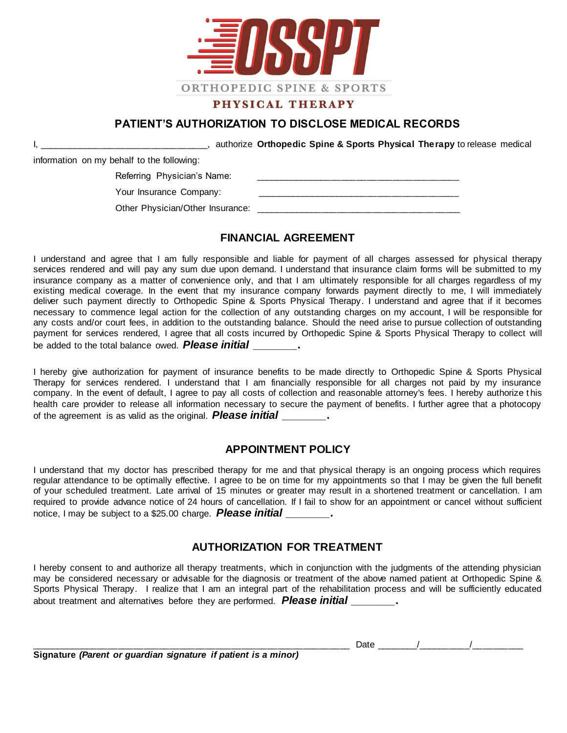ORTHOPEDIC SPINE & SPORTS

PHYSICAL THERAPY

## PATIENT'S AUTHORIZATION TO DISCLOSE MEDICAL RECORDS

I, ________________________________, authorize **Orthopedic Spine & Sports Physical Therapy** to release medical information on my behalf to the following:

Referring Physician's Name: ________________________________________

Your Insurance Company: ________________________________________

Other Physician/Other Insurance: ________________________________________

## FINANCIAL AGREEMENT

I understand and agree that I am fully responsible and liable for payment of all charges assessed for physical therapy services rendered and will pay any sum due upon demand. I understand that insurance claim forms will be submitted to my insurance company as a matter of convenience only, and that I am ultimately responsible for all charges regardless of my existing medical coverage. In the event that my insurance company forwards payment directly to me, I will immediately deliver such payment directly to Orthopedic Spine & Sports Physical Therapy. I understand and agree that if it becomes necessary to commence legal action for the collection of any outstanding charges on my account, I will be responsible for any costs and/or court fees, in addition to the outstanding balance. Should the need arise to pursue collection of outstanding payment for services rendered, I agree that all costs incurred by Orthopedic Spine & Sports Physical Therapy to collect will be added to the total balance owed. ***Please initial* ________.**

I hereby give authorization for payment of insurance benefits to be made directly to Orthopedic Spine & Sports Physical Therapy for services rendered. I understand that I am financially responsible for all charges not paid by my insurance company. In the event of default, I agree to pay all costs of collection and reasonable attorney's fees. I hereby authorize this health care provider to release all information necessary to secure the payment of benefits. I further agree that a photocopy of the agreement is as valid as the original. ***Please initial* ________.**

## APPOINTMENT POLICY

I understand that my doctor has prescribed therapy for me and that physical therapy is an ongoing process which requires regular attendance to be optimally effective. I agree to be on time for my appointments so that I may be given the full benefit of your scheduled treatment. Late arrival of 15 minutes or greater may result in a shortened treatment or cancellation. I am required to provide advance notice of 24 hours of cancellation. If I fail to show for an appointment or cancel without sufficient notice, I may be subject to a $25.00 charge. ***Please initial* ________.**

## AUTHORIZATION FOR TREATMENT

I hereby consent to and authorize all therapy treatments, which in conjunction with the judgments of the attending physician may be considered necessary or advisable for the diagnosis or treatment of the above named patient at Orthopedic Spine & Sports Physical Therapy. I realize that I am an integral part of the rehabilitation process and will be sufficiently educated about treatment and alternatives before they are performed. ***Please initial* ________.**

________________________________________________________________ Date ________/__________/__________

**Signature *(Parent or guardian signature if patient is a minor)***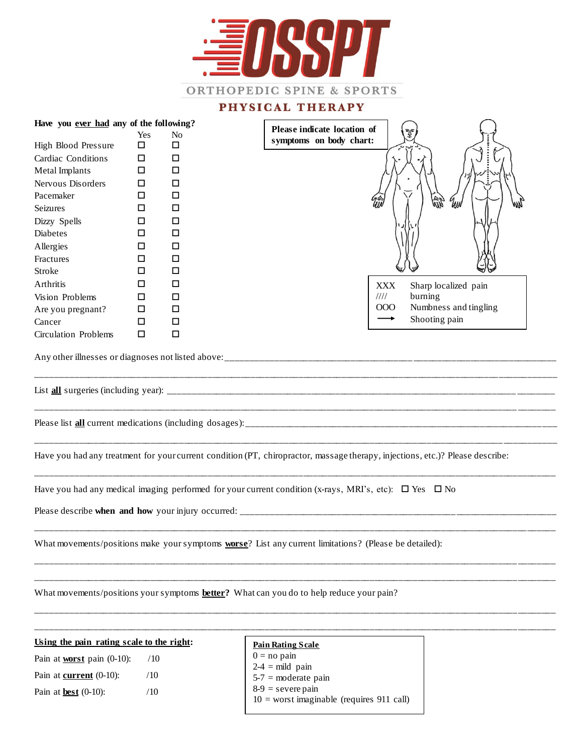# OSSPT

ORTHOPEDIC SPINE & SPORTS

PHYSICAL THERAPY

**Have you __ever had__ any of the following?**

| | Yes | No |
|---|---|---|
| High Blood Pressure | ☐ | ☐ |
| Cardiac Conditions | ☐ | ☐ |
| Metal Implants | ☐ | ☐ |
| Nervous Disorders | ☐ | ☐ |
| Pacemaker | ☐ | ☐ |
| Seizures | ☐ | ☐ |
| Dizzy Spells | ☐ | ☐ |
| Diabetes | ☐ | ☐ |
| Allergies | ☐ | ☐ |
| Fractures | ☐ | ☐ |
| Stroke | ☐ | ☐ |
| Arthritis | ☐ | ☐ |
| Vision Problems | ☐ | ☐ |
| Are you pregnant? | ☐ | ☐ |
| Cancer | ☐ | ☐ |
| Circulation Problems | ☐ | ☐ |

**Please indicate location of symptoms on body chart:**

| | |
|---|---|
| XXX | Sharp localized pain |
| //// | burning |
| OOO | Numbness and tingling |
| ⟶ | Shooting pain |

Any other illnesses or diagnoses not listed above:______________________________________________________________________

______________________________________________________________________________________________

List **__all__** surgeries (including year): ___________________________________________________________________

______________________________________________________________________________________________

Please list **__all__** current medications (including dosages):_______________________________________________________

______________________________________________________________________________________________

Have you had any treatment for your current condition (PT, chiropractor, massage therapy, injections, etc.)? Please describe:

______________________________________________________________________________________________

Have you had any medical imaging performed for your current condition (x-rays, MRI's, etc): ☐ Yes ☐ No

Please describe **when and how** your injury occurred: ___________________________________________________________

______________________________________________________________________________________________

What movements/positions make your symptoms **__worse__**? List any current limitations? (Please be detailed):

______________________________________________________________________________________________

______________________________________________________________________________________________

What movements/positions your symptoms **__better?__** What can you do to help reduce your pain?

______________________________________________________________________________________________

______________________________________________________________________________________________

**__Using the pain rating scale to the right__:**

Pain at **__worst__** pain (0-10): /10

Pain at **__current__** (0-10): /10

Pain at **__best__** (0-10): /10

**__Pain Rating Scale__**

0 = no pain

2-4 = mild pain

5-7 = moderate pain

8-9 = severe pain

10 = worst imaginable (requires 911 call)